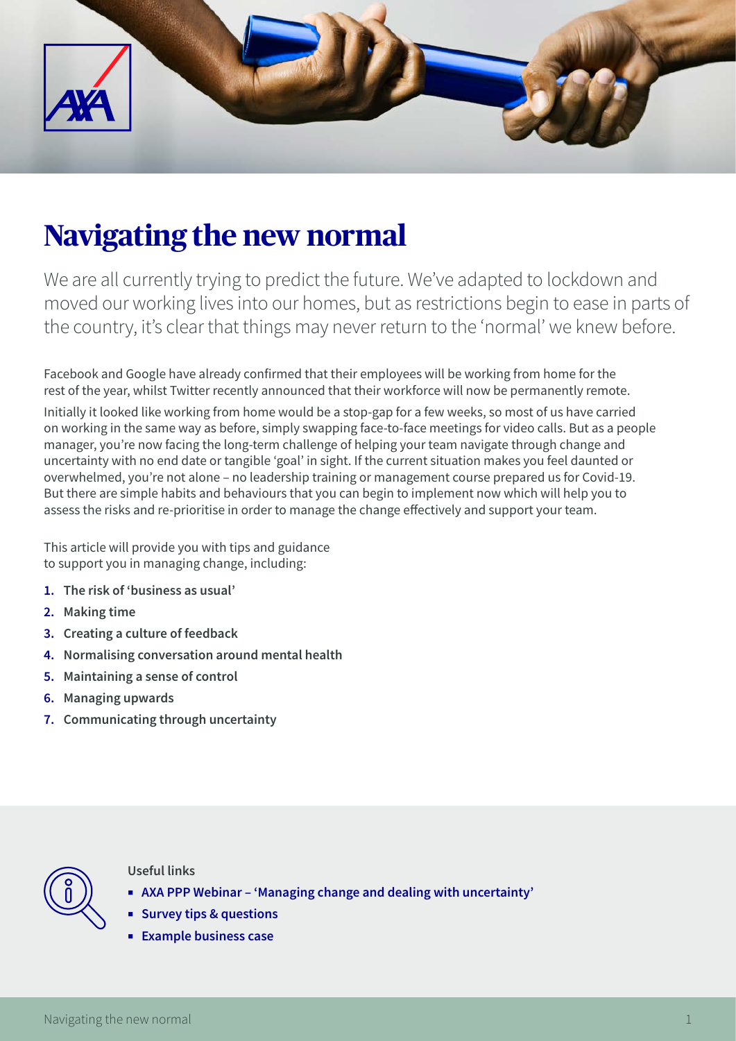# Navigating the new normal

We are all currently trying to predict the future. We've adapted to lockdown and moved our working lives into our homes, but as restrictions begin to ease in parts of the country, it's clear that things may never return to the 'normal' we knew before.

Facebook and Google have already confirmed that their employees will be working from home for the rest of the year, whilst Twitter recently announced that their workforce will now be permanently remote.

Initially it looked like working from home would be a stop-gap for a few weeks, so most of us have carried on working in the same way as before, simply swapping face-to-face meetings for video calls. But as a people manager, you're now facing the long-term challenge of helping your team navigate through change and uncertainty with no end date or tangible 'goal' in sight. If the current situation makes you feel daunted or overwhelmed, you're not alone – no leadership training or management course prepared us for Covid-19. But there are simple habits and behaviours that you can begin to implement now which will help you to assess the risks and re-prioritise in order to manage the change effectively and support your team.

This article will provide you with tips and guidance to support you in managing change, including:

1. **The risk of 'business as usual'**
2. **Making time**
3. **Creating a culture of feedback**
4. **Normalising conversation around mental health**
5. **Maintaining a sense of control**
6. **Managing upwards**
7. **Communicating through uncertainty**

**Useful links**

- **AXA PPP Webinar – 'Managing change and dealing with uncertainty'**
- **Survey tips & questions**
- **Example business case**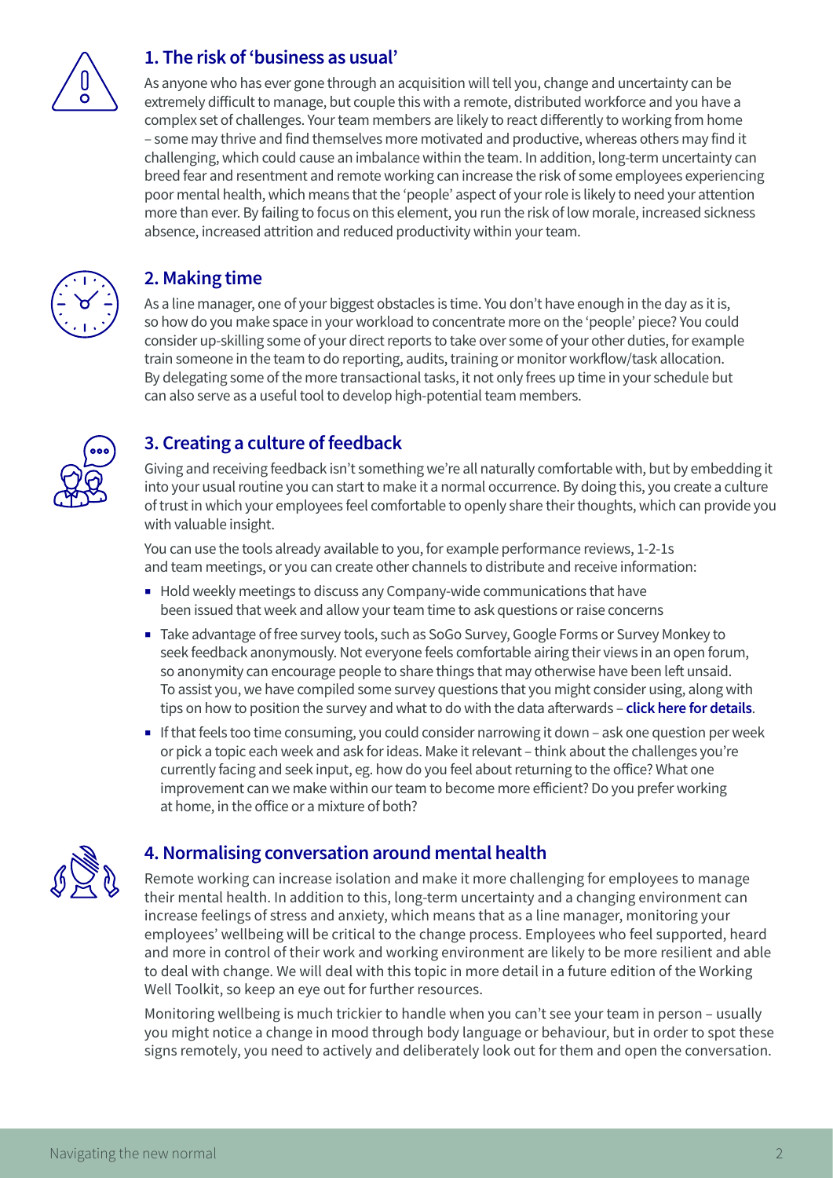## 1. The risk of 'business as usual'

As anyone who has ever gone through an acquisition will tell you, change and uncertainty can be extremely difficult to manage, but couple this with a remote, distributed workforce and you have a complex set of challenges. Your team members are likely to react differently to working from home – some may thrive and find themselves more motivated and productive, whereas others may find it challenging, which could cause an imbalance within the team. In addition, long-term uncertainty can breed fear and resentment and remote working can increase the risk of some employees experiencing poor mental health, which means that the 'people' aspect of your role is likely to need your attention more than ever. By failing to focus on this element, you run the risk of low morale, increased sickness absence, increased attrition and reduced productivity within your team.

## 2. Making time

As a line manager, one of your biggest obstacles is time. You don't have enough in the day as it is, so how do you make space in your workload to concentrate more on the 'people' piece? You could consider up-skilling some of your direct reports to take over some of your other duties, for example train someone in the team to do reporting, audits, training or monitor workflow/task allocation. By delegating some of the more transactional tasks, it not only frees up time in your schedule but can also serve as a useful tool to develop high-potential team members.

## 3. Creating a culture of feedback

Giving and receiving feedback isn't something we're all naturally comfortable with, but by embedding it into your usual routine you can start to make it a normal occurrence. By doing this, you create a culture of trust in which your employees feel comfortable to openly share their thoughts, which can provide you with valuable insight.

You can use the tools already available to you, for example performance reviews, 1-2-1s and team meetings, or you can create other channels to distribute and receive information:

- Hold weekly meetings to discuss any Company-wide communications that have been issued that week and allow your team time to ask questions or raise concerns
- Take advantage of free survey tools, such as SoGo Survey, Google Forms or Survey Monkey to seek feedback anonymously. Not everyone feels comfortable airing their views in an open forum, so anonymity can encourage people to share things that may otherwise have been left unsaid. To assist you, we have compiled some survey questions that you might consider using, along with tips on how to position the survey and what to do with the data afterwards – **click here for details**.
- If that feels too time consuming, you could consider narrowing it down – ask one question per week or pick a topic each week and ask for ideas. Make it relevant – think about the challenges you're currently facing and seek input, eg. how do you feel about returning to the office? What one improvement can we make within our team to become more efficient? Do you prefer working at home, in the office or a mixture of both?

## 4. Normalising conversation around mental health

Remote working can increase isolation and make it more challenging for employees to manage their mental health. In addition to this, long-term uncertainty and a changing environment can increase feelings of stress and anxiety, which means that as a line manager, monitoring your employees' wellbeing will be critical to the change process. Employees who feel supported, heard and more in control of their work and working environment are likely to be more resilient and able to deal with change. We will deal with this topic in more detail in a future edition of the Working Well Toolkit, so keep an eye out for further resources.

Monitoring wellbeing is much trickier to handle when you can't see your team in person – usually you might notice a change in mood through body language or behaviour, but in order to spot these signs remotely, you need to actively and deliberately look out for them and open the conversation.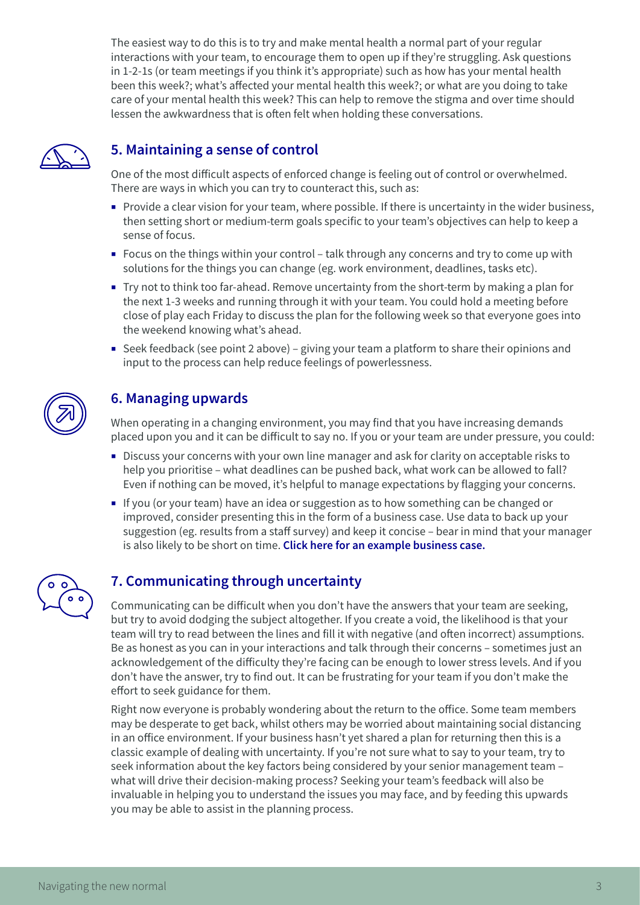The easiest way to do this is to try and make mental health a normal part of your regular interactions with your team, to encourage them to open up if they're struggling. Ask questions in 1-2-1s (or team meetings if you think it's appropriate) such as how has your mental health been this week?; what's affected your mental health this week?; or what are you doing to take care of your mental health this week? This can help to remove the stigma and over time should lessen the awkwardness that is often felt when holding these conversations.

## 5. Maintaining a sense of control

One of the most difficult aspects of enforced change is feeling out of control or overwhelmed. There are ways in which you can try to counteract this, such as:

- Provide a clear vision for your team, where possible. If there is uncertainty in the wider business, then setting short or medium-term goals specific to your team's objectives can help to keep a sense of focus.
- Focus on the things within your control – talk through any concerns and try to come up with solutions for the things you can change (eg. work environment, deadlines, tasks etc).
- Try not to think too far-ahead. Remove uncertainty from the short-term by making a plan for the next 1-3 weeks and running through it with your team. You could hold a meeting before close of play each Friday to discuss the plan for the following week so that everyone goes into the weekend knowing what's ahead.
- Seek feedback (see point 2 above) – giving your team a platform to share their opinions and input to the process can help reduce feelings of powerlessness.

## 6. Managing upwards

When operating in a changing environment, you may find that you have increasing demands placed upon you and it can be difficult to say no. If you or your team are under pressure, you could:

- Discuss your concerns with your own line manager and ask for clarity on acceptable risks to help you prioritise – what deadlines can be pushed back, what work can be allowed to fall? Even if nothing can be moved, it's helpful to manage expectations by flagging your concerns.
- If you (or your team) have an idea or suggestion as to how something can be changed or improved, consider presenting this in the form of a business case. Use data to back up your suggestion (eg. results from a staff survey) and keep it concise – bear in mind that your manager is also likely to be short on time. **Click here for an example business case.**

## 7. Communicating through uncertainty

Communicating can be difficult when you don't have the answers that your team are seeking, but try to avoid dodging the subject altogether. If you create a void, the likelihood is that your team will try to read between the lines and fill it with negative (and often incorrect) assumptions. Be as honest as you can in your interactions and talk through their concerns – sometimes just an acknowledgement of the difficulty they're facing can be enough to lower stress levels. And if you don't have the answer, try to find out. It can be frustrating for your team if you don't make the effort to seek guidance for them.

Right now everyone is probably wondering about the return to the office. Some team members may be desperate to get back, whilst others may be worried about maintaining social distancing in an office environment. If your business hasn't yet shared a plan for returning then this is a classic example of dealing with uncertainty. If you're not sure what to say to your team, try to seek information about the key factors being considered by your senior management team – what will drive their decision-making process? Seeking your team's feedback will also be invaluable in helping you to understand the issues you may face, and by feeding this upwards you may be able to assist in the planning process.